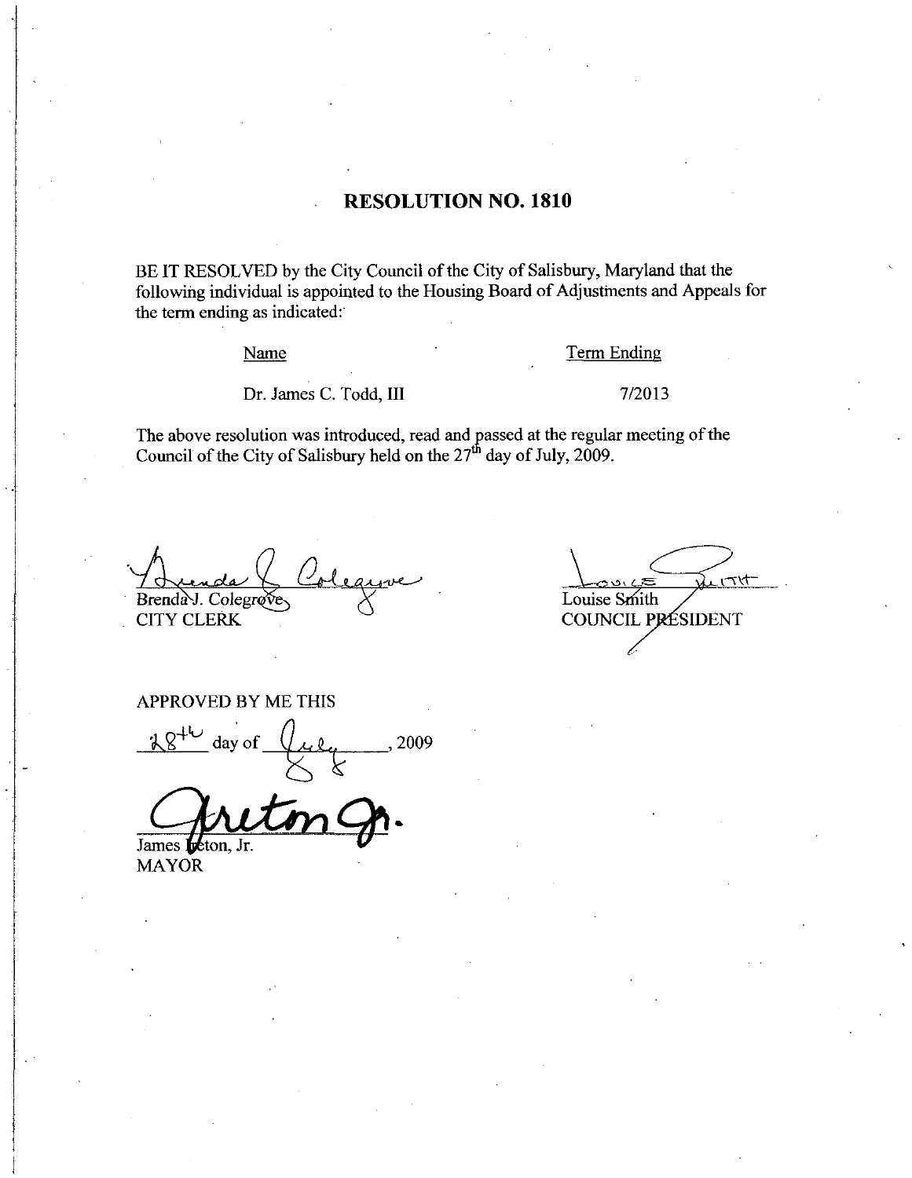# RESOLUTION NO. 1810

BE IT RESOLVED by the City Council of the City of Salisbury, Maryland that the following individual is appointed to the Housing Board of Adjustments and Appeals for the term ending as indicated:

| Name | Term Ending |
| --- | --- |
| Dr. James C. Todd, III | 7/2013 |

The above resolution was introduced, read and passed at the regular meeting of the Council of the City of Salisbury held on the 27th day of July, 2009.

Brenda J. Colegrove
CITY CLERK

Louise Smith
COUNCIL PRESIDENT

APPROVED BY ME THIS

28th day of July, 2009

James Ireton, Jr.
MAYOR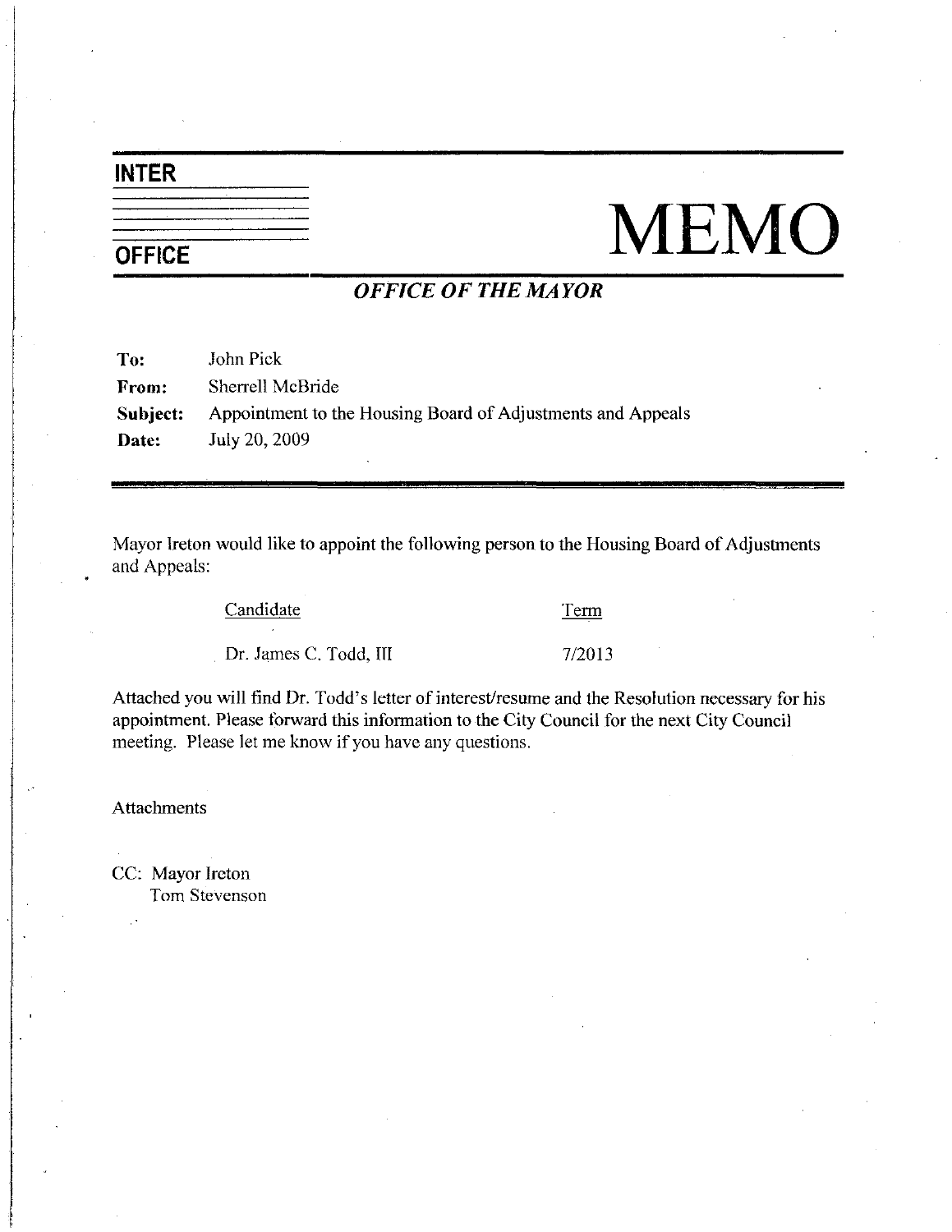**INTER OFFICE**

# MEMO

***OFFICE OF THE MAYOR***

| | |
|---|---|
| **To:** | John Pick |
| **From:** | Sherrell McBride |
| **Subject:** | Appointment to the Housing Board of Adjustments and Appeals |
| **Date:** | July 20, 2009 |

Mayor Ireton would like to appoint the following person to the Housing Board of Adjustments and Appeals:

| Candidate | Term |
|---|---|
| Dr. James C. Todd, III | 7/2013 |

Attached you will find Dr. Todd's letter of interest/resume and the Resolution necessary for his appointment. Please forward this information to the City Council for the next City Council meeting. Please let me know if you have any questions.

Attachments

CC: Mayor Ireton
Tom Stevenson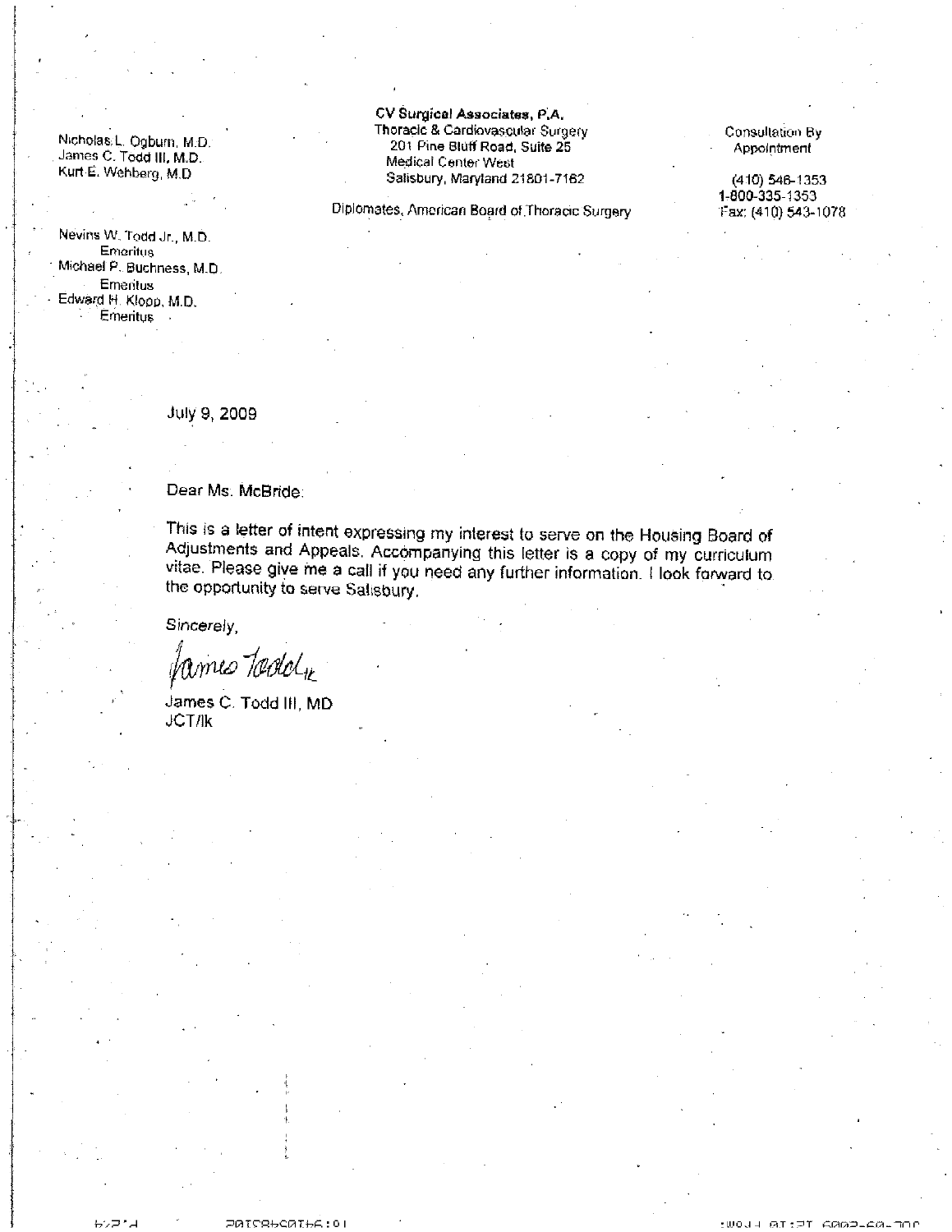Nicholas L. Ogburn, M.D.
James C. Todd III, M.D.
Kurt E. Wehberg, M.D

Nevins W. Todd Jr., M.D.
Emeritus
Michael P. Buchness, M.D.
Emeritus
Edward H. Klopp, M.D.
Emeritus

**CV Surgical Associates, P.A.**
Thoracic & Cardiovascular Surgery
201 Pine Bluff Road, Suite 25
Medical Center West
Salisbury, Maryland 21801-7162

Diplomates, American Board of Thoracic Surgery

Consultation By
Appointment

(410) 546-1353
1-800-335-1353
Fax: (410) 543-1078

July 9, 2009

Dear Ms. McBride:

This is a letter of intent expressing my interest to serve on the Housing Board of Adjustments and Appeals. Accompanying this letter is a copy of my curriculum vitae. Please give me a call if you need any further information. I look forward to the opportunity to serve Salisbury.

Sincerely,

James Todd lk

James C. Todd III, MD
JCT/lk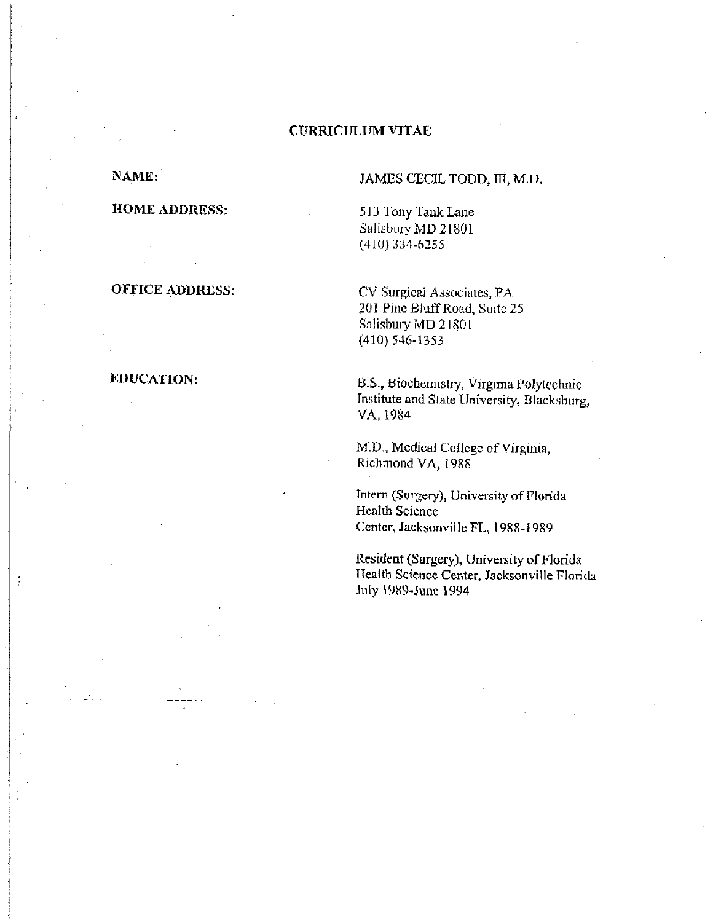# CURRICULUM VITAE

**NAME:** JAMES CECIL TODD, III, M.D.

**HOME ADDRESS:**
513 Tony Tank Lane
Salisbury MD 21801
(410) 334-6255

**OFFICE ADDRESS:**
CV Surgical Associates, PA
201 Pine Bluff Road, Suite 25
Salisbury MD 21801
(410) 546-1353

**EDUCATION:**

B.S., Biochemistry, Virginia Polytechnic Institute and State University, Blacksburg, VA, 1984

M.D., Medical College of Virginia, Richmond VA, 1988

Intern (Surgery), University of Florida Health Science Center, Jacksonville FL, 1988-1989

Resident (Surgery), University of Florida Health Science Center, Jacksonville Florida July 1989-June 1994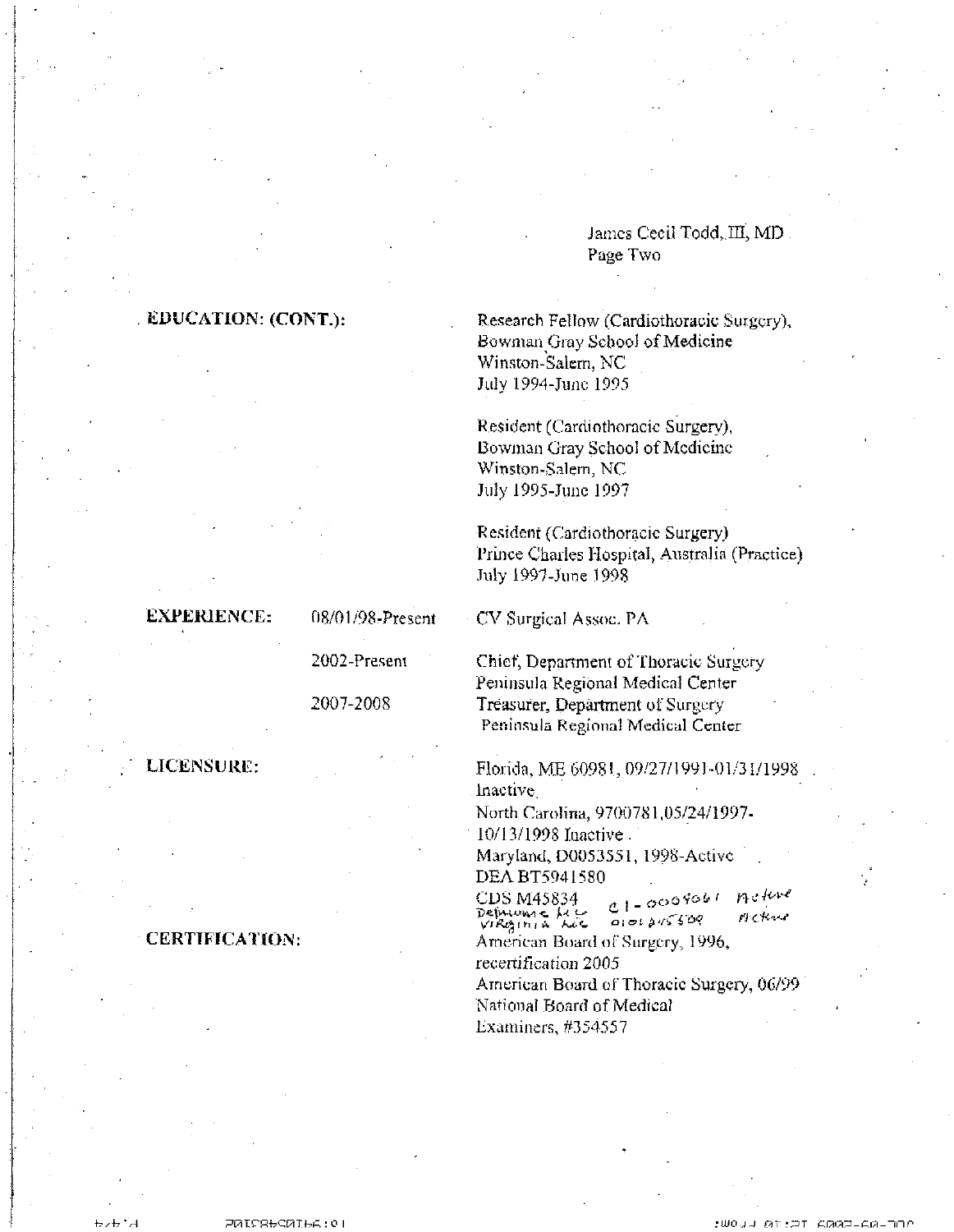James Cecil Todd, III, MD
Page Two

**EDUCATION: (CONT.):**

Research Fellow (Cardiothoracic Surgery),
Bowman Gray School of Medicine
Winston-Salem, NC
July 1994-June 1995

Resident (Cardiothoracic Surgery),
Bowman Gray School of Medicine
Winston-Salem, NC
July 1995-June 1997

Resident (Cardiothoracic Surgery)
Prince Charles Hospital, Australia (Practice)
July 1997-June 1998

**EXPERIENCE:**

08/01/98-Present — CV Surgical Assoc. PA

2002-Present — Chief, Department of Thoracic Surgery
Peninsula Regional Medical Center

2007-2008 — Treasurer, Department of Surgery
Peninsula Regional Medical Center

**LICENSURE:**

Florida, ME 60981, 09/27/1991-01/31/1998 Inactive
North Carolina, 9700781,05/24/1997-10/13/1998 Inactive
Maryland, D0053551, 1998-Active
DEA BT5941580
CDS M45834
Delaware Lic C1-0005061 Active
Virginia Lic 0101 245509 Active

**CERTIFICATION:**

American Board of Surgery, 1996, recertification 2005
American Board of Thoracic Surgery, 06/99
National Board of Medical Examiners, #354557